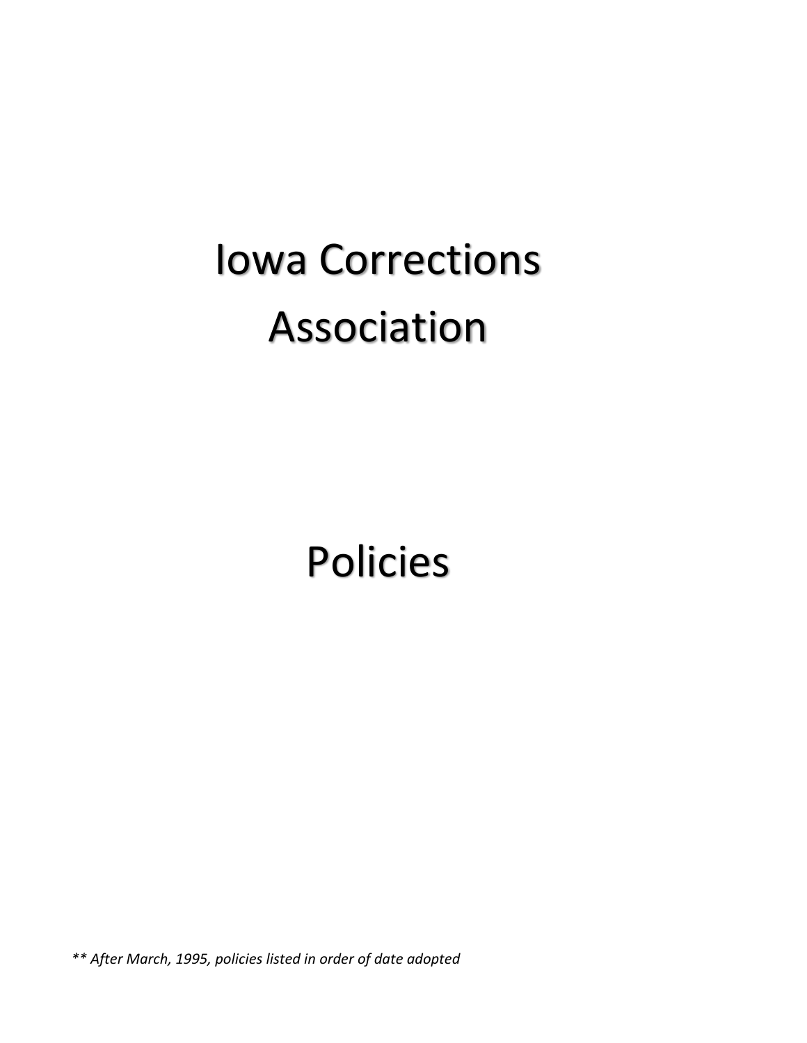# Iowa Corrections Association

# Policies

*\*\* After March, 1995, policies listed in order of date adopted*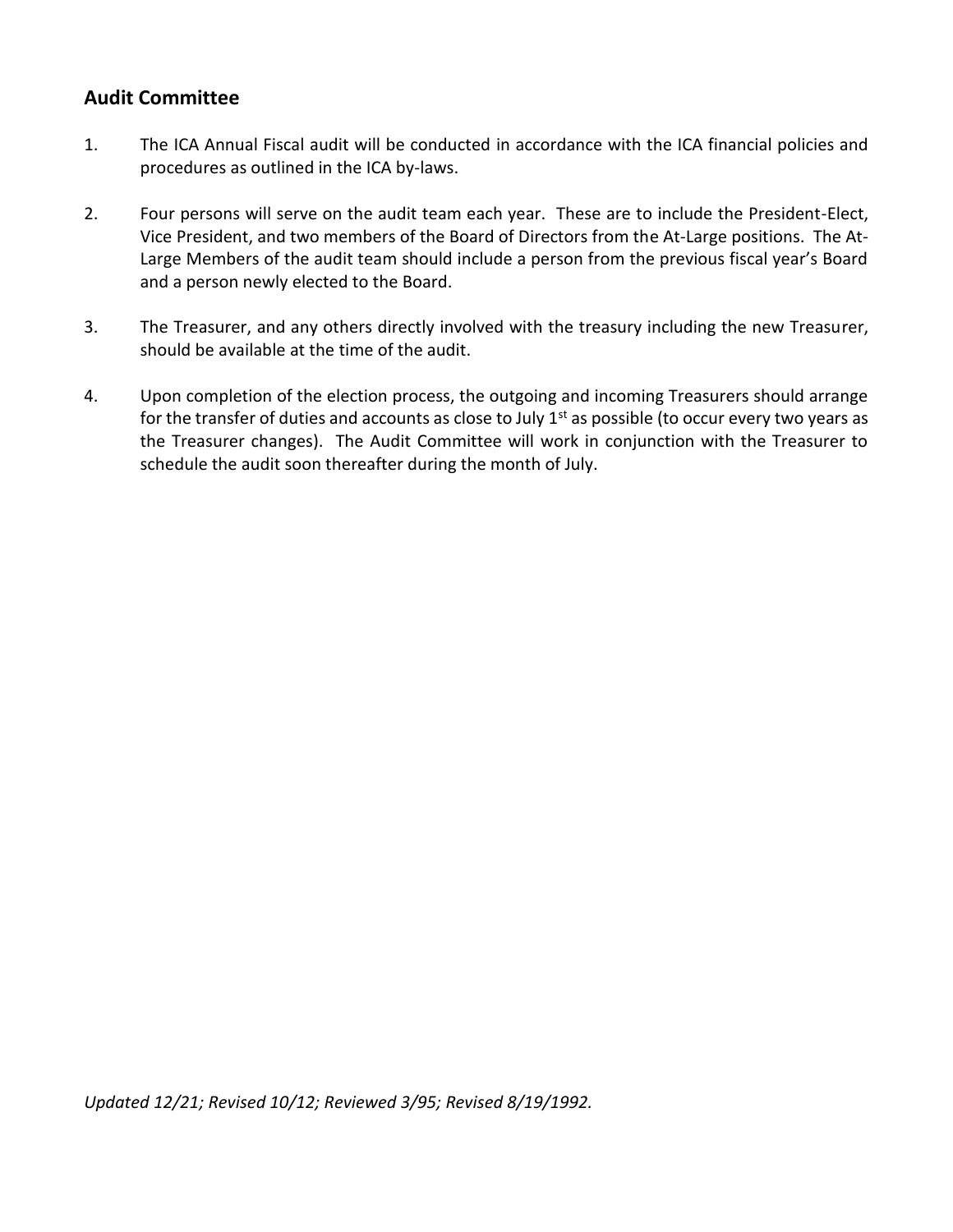## Audit Committee

1. The ICA Annual Fiscal audit will be conducted in accordance with the ICA financial policies and procedures as outlined in the ICA by-laws.

2. Four persons will serve on the audit team each year. These are to include the President-Elect, Vice President, and two members of the Board of Directors from the At-Large positions. The At-Large Members of the audit team should include a person from the previous fiscal year's Board and a person newly elected to the Board.

3. The Treasurer, and any others directly involved with the treasury including the new Treasurer, should be available at the time of the audit.

4. Upon completion of the election process, the outgoing and incoming Treasurers should arrange for the transfer of duties and accounts as close to July 1st as possible (to occur every two years as the Treasurer changes). The Audit Committee will work in conjunction with the Treasurer to schedule the audit soon thereafter during the month of July.

*Updated 12/21; Revised 10/12; Reviewed 3/95; Revised 8/19/1992.*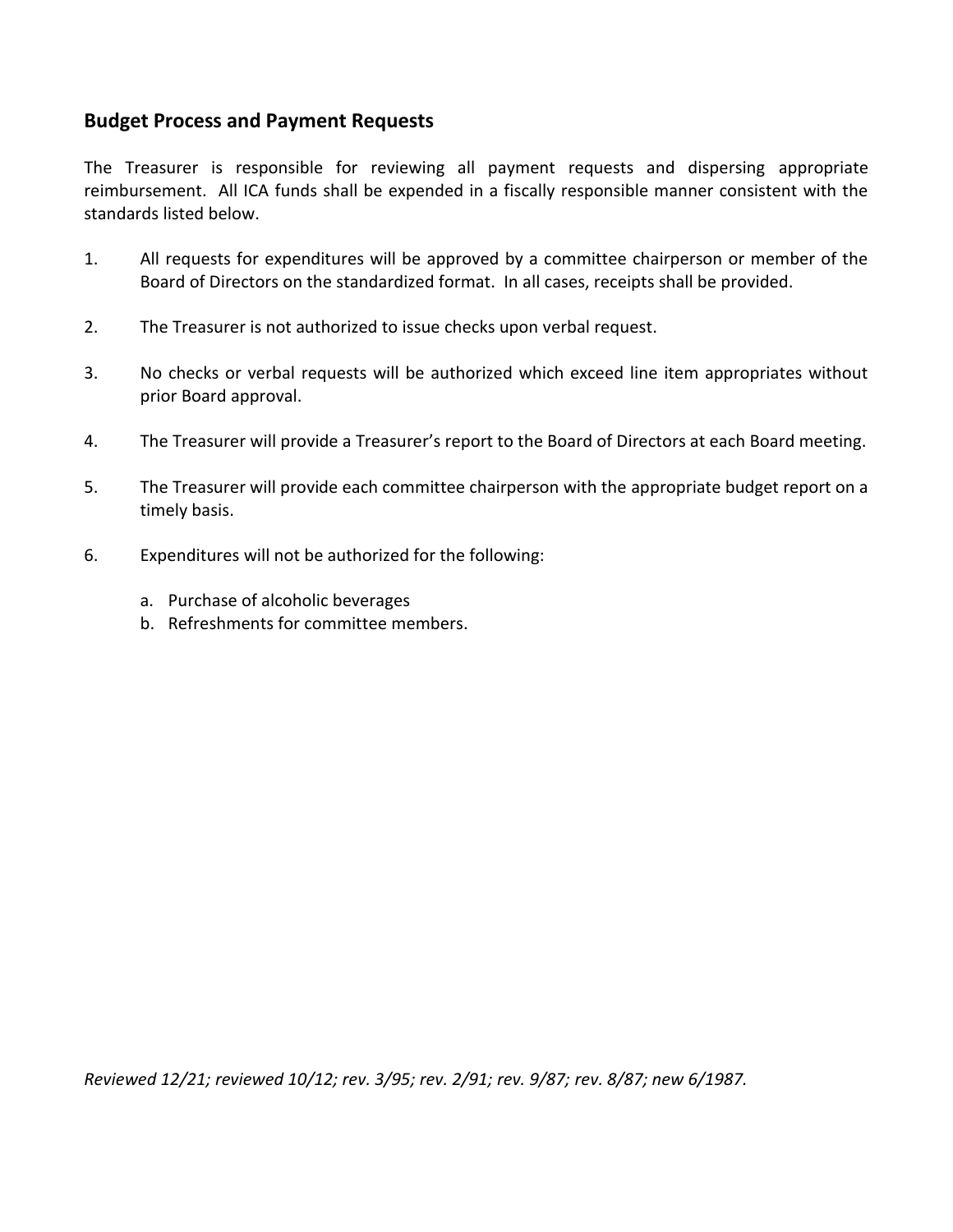## Budget Process and Payment Requests

The Treasurer is responsible for reviewing all payment requests and dispersing appropriate reimbursement. All ICA funds shall be expended in a fiscally responsible manner consistent with the standards listed below.

1. All requests for expenditures will be approved by a committee chairperson or member of the Board of Directors on the standardized format. In all cases, receipts shall be provided.

2. The Treasurer is not authorized to issue checks upon verbal request.

3. No checks or verbal requests will be authorized which exceed line item appropriates without prior Board approval.

4. The Treasurer will provide a Treasurer's report to the Board of Directors at each Board meeting.

5. The Treasurer will provide each committee chairperson with the appropriate budget report on a timely basis.

6. Expenditures will not be authorized for the following:

   a. Purchase of alcoholic beverages
   b. Refreshments for committee members.

*Reviewed 12/21; reviewed 10/12; rev. 3/95; rev. 2/91; rev. 9/87; rev. 8/87; new 6/1987.*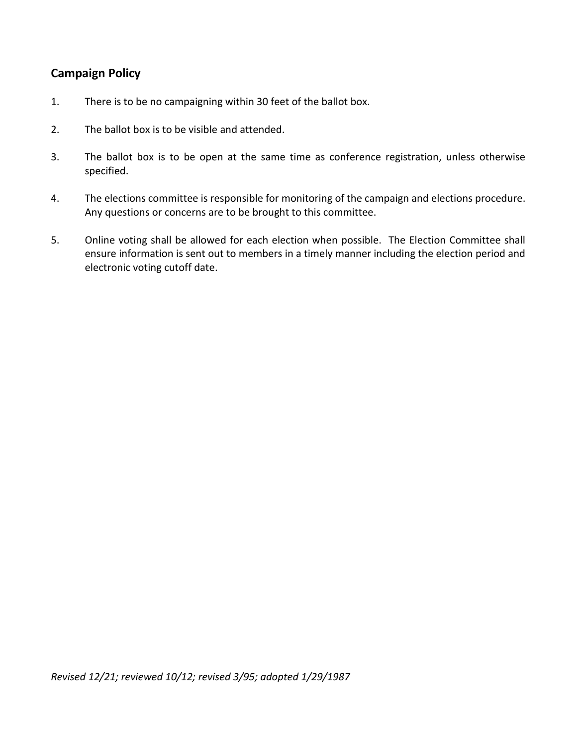## Campaign Policy

1. There is to be no campaigning within 30 feet of the ballot box.
2. The ballot box is to be visible and attended.
3. The ballot box is to be open at the same time as conference registration, unless otherwise specified.
4. The elections committee is responsible for monitoring of the campaign and elections procedure. Any questions or concerns are to be brought to this committee.
5. Online voting shall be allowed for each election when possible. The Election Committee shall ensure information is sent out to members in a timely manner including the election period and electronic voting cutoff date.

*Revised 12/21; reviewed 10/12; revised 3/95; adopted 1/29/1987*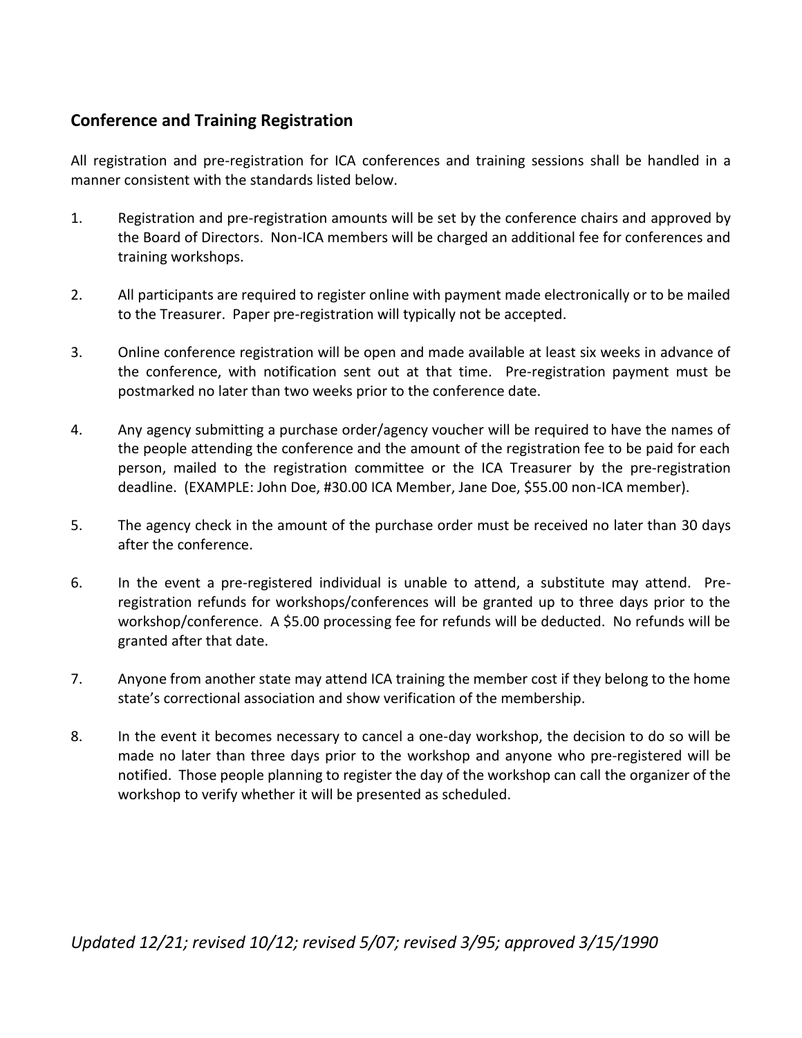## Conference and Training Registration

All registration and pre-registration for ICA conferences and training sessions shall be handled in a manner consistent with the standards listed below.

1. Registration and pre-registration amounts will be set by the conference chairs and approved by the Board of Directors. Non-ICA members will be charged an additional fee for conferences and training workshops.

2. All participants are required to register online with payment made electronically or to be mailed to the Treasurer. Paper pre-registration will typically not be accepted.

3. Online conference registration will be open and made available at least six weeks in advance of the conference, with notification sent out at that time. Pre-registration payment must be postmarked no later than two weeks prior to the conference date.

4. Any agency submitting a purchase order/agency voucher will be required to have the names of the people attending the conference and the amount of the registration fee to be paid for each person, mailed to the registration committee or the ICA Treasurer by the pre-registration deadline. (EXAMPLE: John Doe, #30.00 ICA Member, Jane Doe, $55.00 non-ICA member).

5. The agency check in the amount of the purchase order must be received no later than 30 days after the conference.

6. In the event a pre-registered individual is unable to attend, a substitute may attend. Pre-registration refunds for workshops/conferences will be granted up to three days prior to the workshop/conference. A $5.00 processing fee for refunds will be deducted. No refunds will be granted after that date.

7. Anyone from another state may attend ICA training the member cost if they belong to the home state's correctional association and show verification of the membership.

8. In the event it becomes necessary to cancel a one-day workshop, the decision to do so will be made no later than three days prior to the workshop and anyone who pre-registered will be notified. Those people planning to register the day of the workshop can call the organizer of the workshop to verify whether it will be presented as scheduled.

*Updated 12/21; revised 10/12; revised 5/07; revised 3/95; approved 3/15/1990*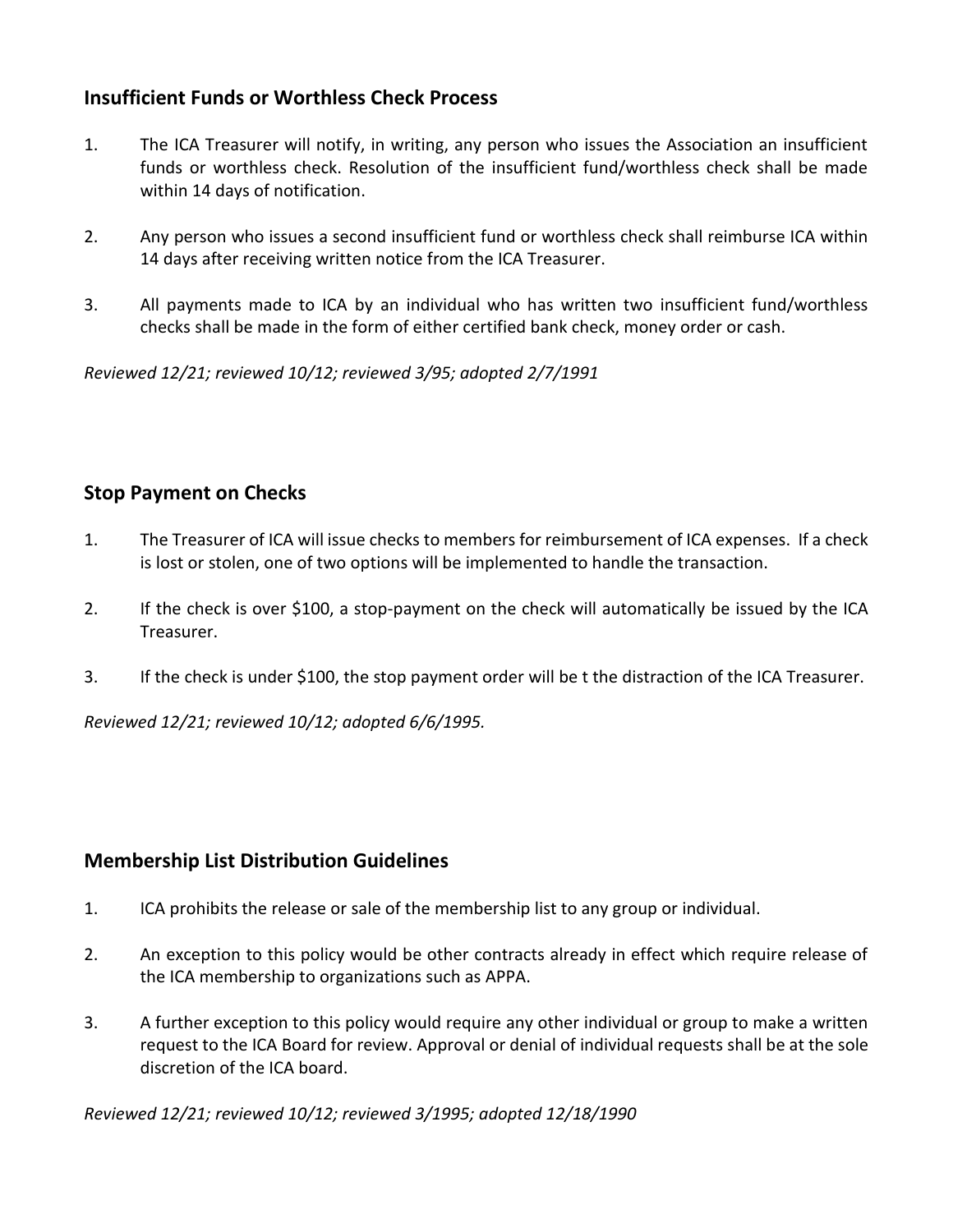## Insufficient Funds or Worthless Check Process

1. The ICA Treasurer will notify, in writing, any person who issues the Association an insufficient funds or worthless check. Resolution of the insufficient fund/worthless check shall be made within 14 days of notification.

2. Any person who issues a second insufficient fund or worthless check shall reimburse ICA within 14 days after receiving written notice from the ICA Treasurer.

3. All payments made to ICA by an individual who has written two insufficient fund/worthless checks shall be made in the form of either certified bank check, money order or cash.

*Reviewed 12/21; reviewed 10/12; reviewed 3/95; adopted 2/7/1991*

## Stop Payment on Checks

1. The Treasurer of ICA will issue checks to members for reimbursement of ICA expenses. If a check is lost or stolen, one of two options will be implemented to handle the transaction.

2. If the check is over $100, a stop-payment on the check will automatically be issued by the ICA Treasurer.

3. If the check is under $100, the stop payment order will be t the distraction of the ICA Treasurer.

*Reviewed 12/21; reviewed 10/12; adopted 6/6/1995.*

## Membership List Distribution Guidelines

1. ICA prohibits the release or sale of the membership list to any group or individual.

2. An exception to this policy would be other contracts already in effect which require release of the ICA membership to organizations such as APPA.

3. A further exception to this policy would require any other individual or group to make a written request to the ICA Board for review. Approval or denial of individual requests shall be at the sole discretion of the ICA board.

*Reviewed 12/21; reviewed 10/12; reviewed 3/1995; adopted 12/18/1990*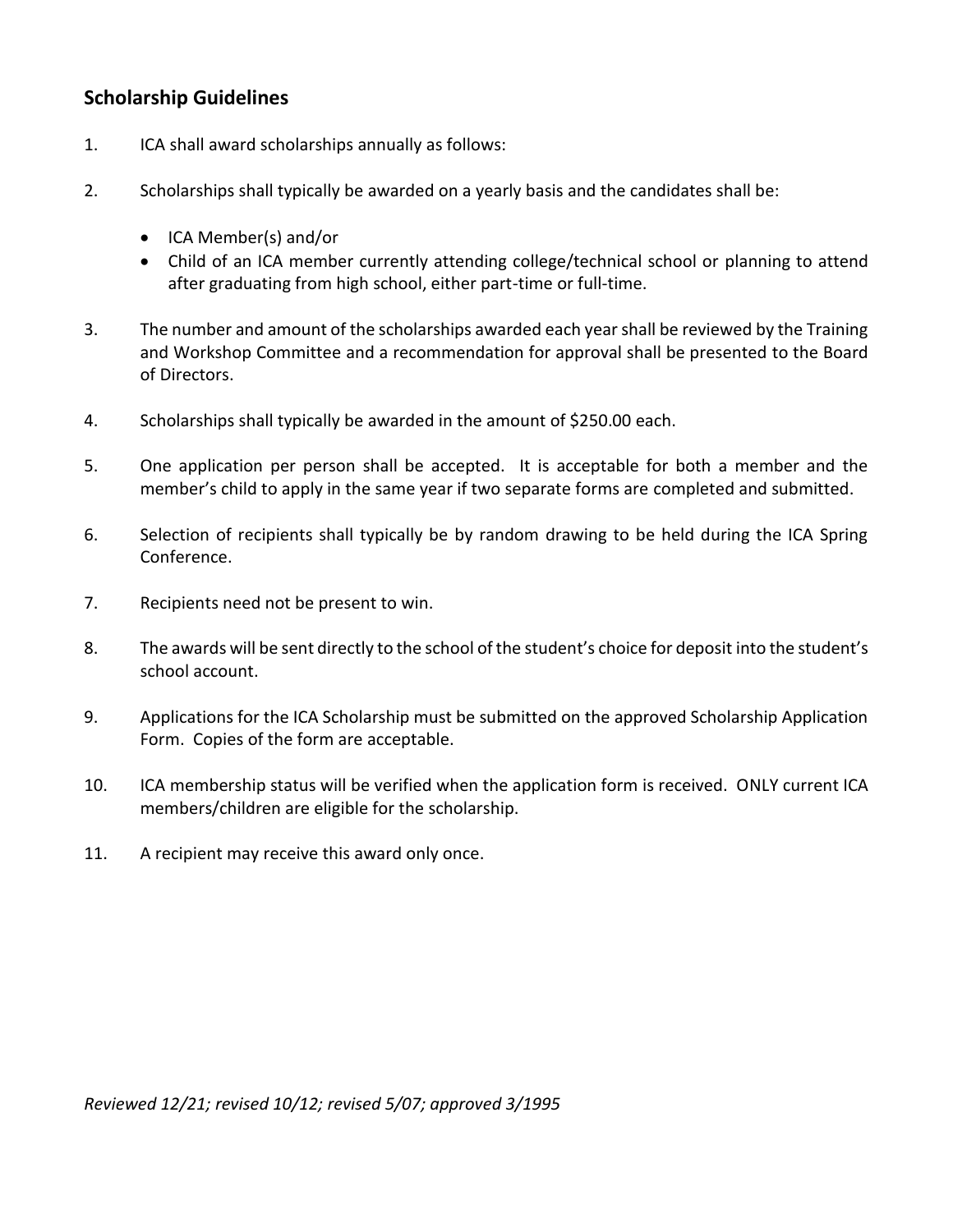## Scholarship Guidelines

1. ICA shall award scholarships annually as follows:

2. Scholarships shall typically be awarded on a yearly basis and the candidates shall be:

   - ICA Member(s) and/or
   - Child of an ICA member currently attending college/technical school or planning to attend after graduating from high school, either part-time or full-time.

3. The number and amount of the scholarships awarded each year shall be reviewed by the Training and Workshop Committee and a recommendation for approval shall be presented to the Board of Directors.

4. Scholarships shall typically be awarded in the amount of $250.00 each.

5. One application per person shall be accepted. It is acceptable for both a member and the member's child to apply in the same year if two separate forms are completed and submitted.

6. Selection of recipients shall typically be by random drawing to be held during the ICA Spring Conference.

7. Recipients need not be present to win.

8. The awards will be sent directly to the school of the student's choice for deposit into the student's school account.

9. Applications for the ICA Scholarship must be submitted on the approved Scholarship Application Form. Copies of the form are acceptable.

10. ICA membership status will be verified when the application form is received. ONLY current ICA members/children are eligible for the scholarship.

11. A recipient may receive this award only once.

*Reviewed 12/21; revised 10/12; revised 5/07; approved 3/1995*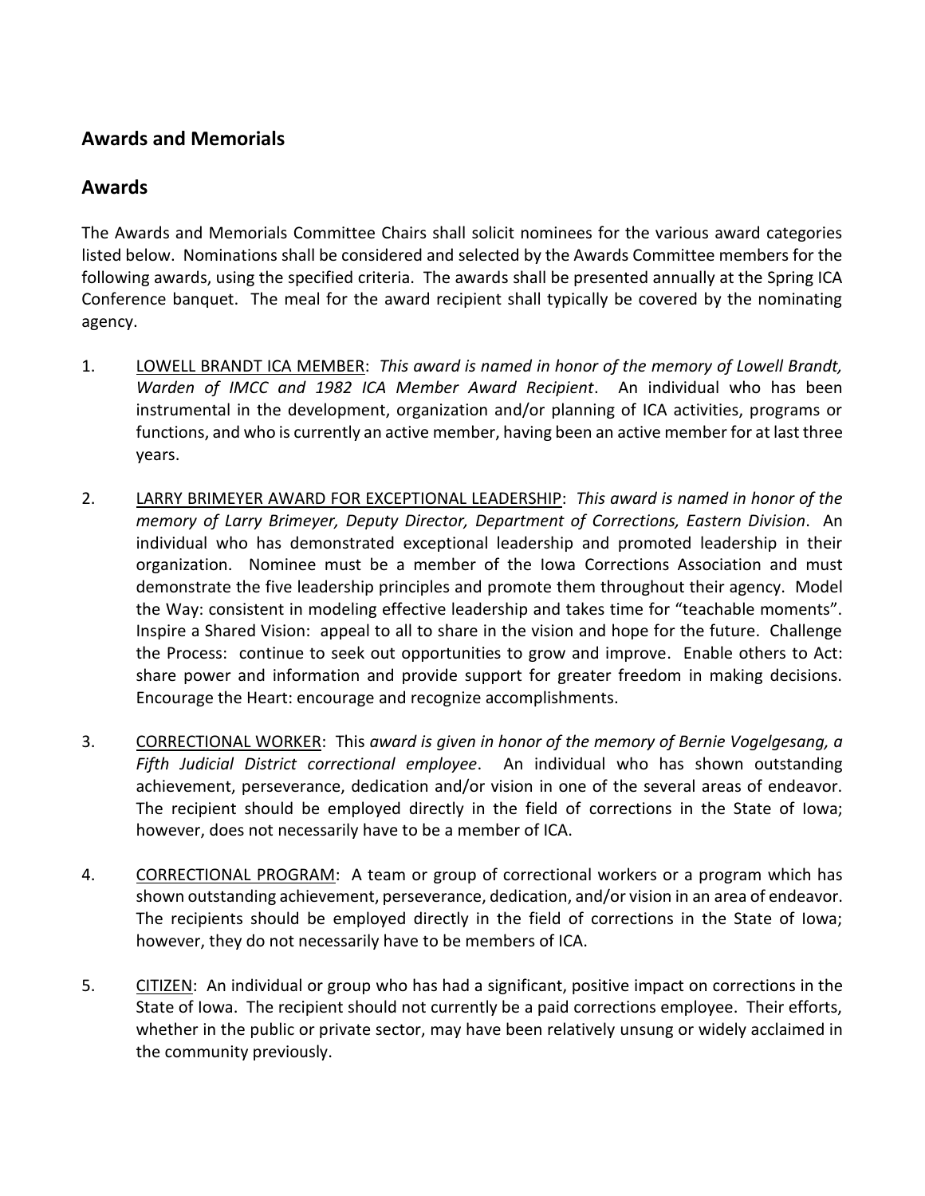## Awards and Memorials

## Awards

The Awards and Memorials Committee Chairs shall solicit nominees for the various award categories listed below. Nominations shall be considered and selected by the Awards Committee members for the following awards, using the specified criteria. The awards shall be presented annually at the Spring ICA Conference banquet. The meal for the award recipient shall typically be covered by the nominating agency.

1. LOWELL BRANDT ICA MEMBER: *This award is named in honor of the memory of Lowell Brandt, Warden of IMCC and 1982 ICA Member Award Recipient*. An individual who has been instrumental in the development, organization and/or planning of ICA activities, programs or functions, and who is currently an active member, having been an active member for at last three years.

2. LARRY BRIMEYER AWARD FOR EXCEPTIONAL LEADERSHIP: *This award is named in honor of the memory of Larry Brimeyer, Deputy Director, Department of Corrections, Eastern Division*. An individual who has demonstrated exceptional leadership and promoted leadership in their organization. Nominee must be a member of the Iowa Corrections Association and must demonstrate the five leadership principles and promote them throughout their agency. Model the Way: consistent in modeling effective leadership and takes time for "teachable moments". Inspire a Shared Vision: appeal to all to share in the vision and hope for the future. Challenge the Process: continue to seek out opportunities to grow and improve. Enable others to Act: share power and information and provide support for greater freedom in making decisions. Encourage the Heart: encourage and recognize accomplishments.

3. CORRECTIONAL WORKER: This *award is given in honor of the memory of Bernie Vogelgesang, a Fifth Judicial District correctional employee*. An individual who has shown outstanding achievement, perseverance, dedication and/or vision in one of the several areas of endeavor. The recipient should be employed directly in the field of corrections in the State of Iowa; however, does not necessarily have to be a member of ICA.

4. CORRECTIONAL PROGRAM: A team or group of correctional workers or a program which has shown outstanding achievement, perseverance, dedication, and/or vision in an area of endeavor. The recipients should be employed directly in the field of corrections in the State of Iowa; however, they do not necessarily have to be members of ICA.

5. CITIZEN: An individual or group who has had a significant, positive impact on corrections in the State of Iowa. The recipient should not currently be a paid corrections employee. Their efforts, whether in the public or private sector, may have been relatively unsung or widely acclaimed in the community previously.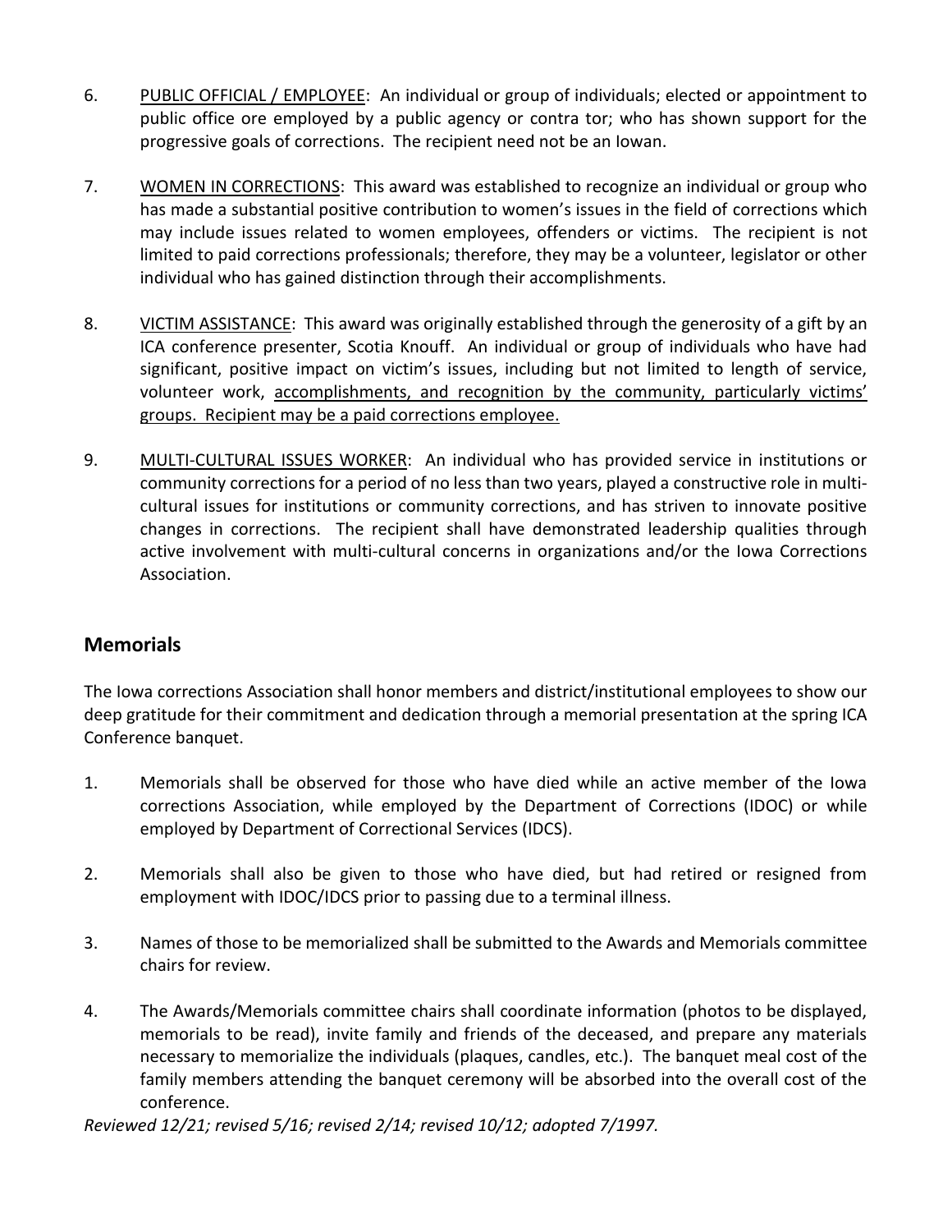6. <u>PUBLIC OFFICIAL / EMPLOYEE</u>: An individual or group of individuals; elected or appointment to public office ore employed by a public agency or contra tor; who has shown support for the progressive goals of corrections. The recipient need not be an Iowan.

7. <u>WOMEN IN CORRECTIONS</u>: This award was established to recognize an individual or group who has made a substantial positive contribution to women's issues in the field of corrections which may include issues related to women employees, offenders or victims. The recipient is not limited to paid corrections professionals; therefore, they may be a volunteer, legislator or other individual who has gained distinction through their accomplishments.

8. <u>VICTIM ASSISTANCE</u>: This award was originally established through the generosity of a gift by an ICA conference presenter, Scotia Knouff. An individual or group of individuals who have had significant, positive impact on victim's issues, including but not limited to length of service, volunteer work, <u>accomplishments, and recognition by the community, particularly victims' groups. Recipient may be a paid corrections employee.</u>

9. <u>MULTI-CULTURAL ISSUES WORKER</u>: An individual who has provided service in institutions or community corrections for a period of no less than two years, played a constructive role in multi-cultural issues for institutions or community corrections, and has striven to innovate positive changes in corrections. The recipient shall have demonstrated leadership qualities through active involvement with multi-cultural concerns in organizations and/or the Iowa Corrections Association.

## Memorials

The Iowa corrections Association shall honor members and district/institutional employees to show our deep gratitude for their commitment and dedication through a memorial presentation at the spring ICA Conference banquet.

1. Memorials shall be observed for those who have died while an active member of the Iowa corrections Association, while employed by the Department of Corrections (IDOC) or while employed by Department of Correctional Services (IDCS).

2. Memorials shall also be given to those who have died, but had retired or resigned from employment with IDOC/IDCS prior to passing due to a terminal illness.

3. Names of those to be memorialized shall be submitted to the Awards and Memorials committee chairs for review.

4. The Awards/Memorials committee chairs shall coordinate information (photos to be displayed, memorials to be read), invite family and friends of the deceased, and prepare any materials necessary to memorialize the individuals (plaques, candles, etc.). The banquet meal cost of the family members attending the banquet ceremony will be absorbed into the overall cost of the conference.

*Reviewed 12/21; revised 5/16; revised 2/14; revised 10/12; adopted 7/1997.*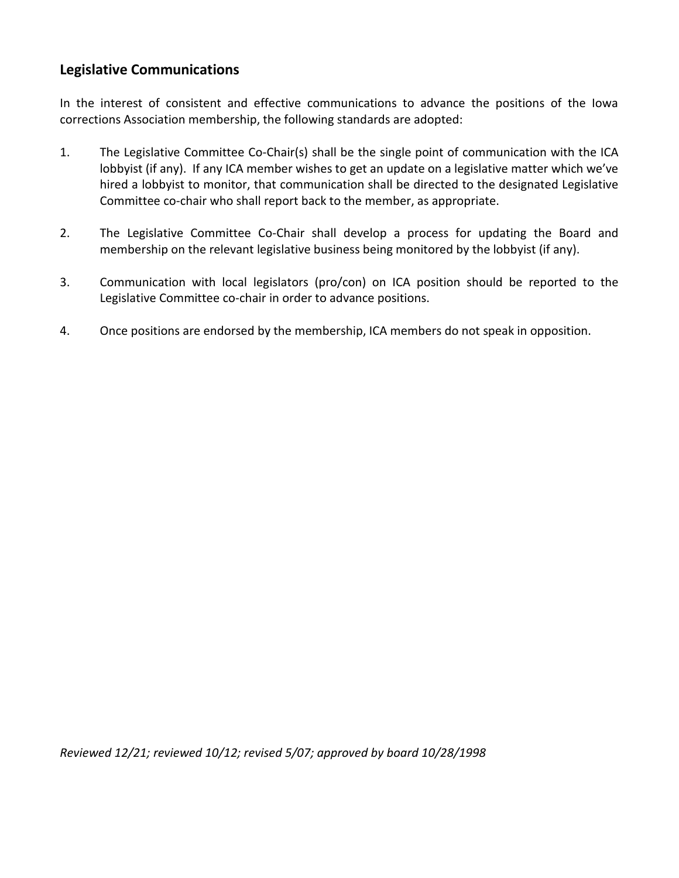## Legislative Communications

In the interest of consistent and effective communications to advance the positions of the Iowa corrections Association membership, the following standards are adopted:

1. The Legislative Committee Co-Chair(s) shall be the single point of communication with the ICA lobbyist (if any). If any ICA member wishes to get an update on a legislative matter which we've hired a lobbyist to monitor, that communication shall be directed to the designated Legislative Committee co-chair who shall report back to the member, as appropriate.

2. The Legislative Committee Co-Chair shall develop a process for updating the Board and membership on the relevant legislative business being monitored by the lobbyist (if any).

3. Communication with local legislators (pro/con) on ICA position should be reported to the Legislative Committee co-chair in order to advance positions.

4. Once positions are endorsed by the membership, ICA members do not speak in opposition.

*Reviewed 12/21; reviewed 10/12; revised 5/07; approved by board 10/28/1998*